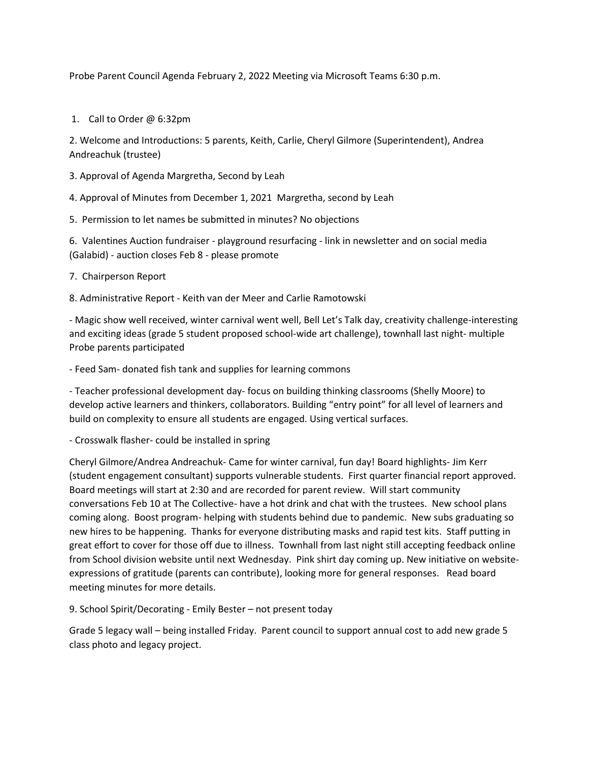Probe Parent Council Agenda February 2, 2022 Meeting via Microsoft Teams 6:30 p.m.

1. Call to Order @ 6:32pm

2. Welcome and Introductions: 5 parents, Keith, Carlie, Cheryl Gilmore (Superintendent), Andrea Andreachuk (trustee)

3. Approval of Agenda Margretha, Second by Leah

4. Approval of Minutes from December 1, 2021 Margretha, second by Leah

5. Permission to let names be submitted in minutes? No objections

6. Valentines Auction fundraiser - playground resurfacing - link in newsletter and on social media (Galabid) - auction closes Feb 8 - please promote

7. Chairperson Report

8. Administrative Report - Keith van der Meer and Carlie Ramotowski

- Magic show well received, winter carnival went well, Bell Let's Talk day, creativity challenge-interesting and exciting ideas (grade 5 student proposed school-wide art challenge), townhall last night- multiple Probe parents participated

- Feed Sam- donated fish tank and supplies for learning commons

- Teacher professional development day- focus on building thinking classrooms (Shelly Moore) to develop active learners and thinkers, collaborators. Building "entry point" for all level of learners and build on complexity to ensure all students are engaged. Using vertical surfaces.

- Crosswalk flasher- could be installed in spring

Cheryl Gilmore/Andrea Andreachuk- Came for winter carnival, fun day! Board highlights- Jim Kerr (student engagement consultant) supports vulnerable students. First quarter financial report approved. Board meetings will start at 2:30 and are recorded for parent review. Will start community conversations Feb 10 at The Collective- have a hot drink and chat with the trustees. New school plans coming along. Boost program- helping with students behind due to pandemic. New subs graduating so new hires to be happening. Thanks for everyone distributing masks and rapid test kits. Staff putting in great effort to cover for those off due to illness. Townhall from last night still accepting feedback online from School division website until next Wednesday. Pink shirt day coming up. New initiative on website- expressions of gratitude (parents can contribute), looking more for general responses. Read board meeting minutes for more details.

9. School Spirit/Decorating - Emily Bester – not present today

Grade 5 legacy wall – being installed Friday. Parent council to support annual cost to add new grade 5 class photo and legacy project.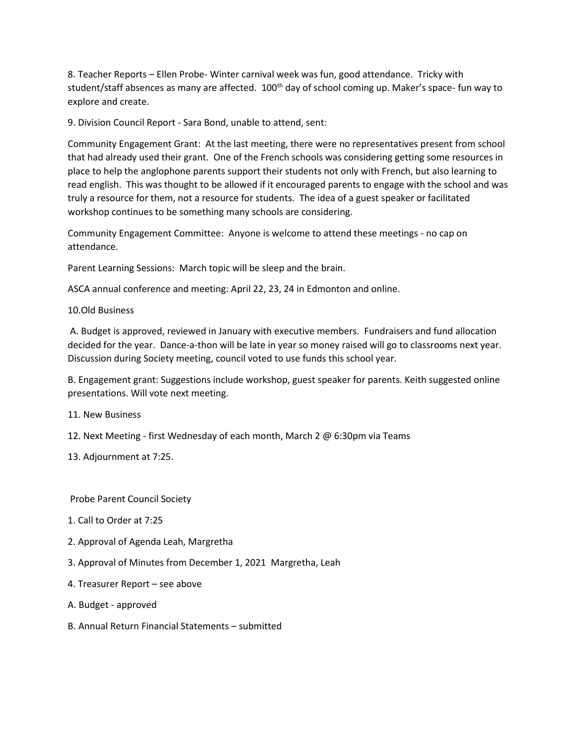8. Teacher Reports – Ellen Probe- Winter carnival week was fun, good attendance. Tricky with student/staff absences as many are affected. 100th day of school coming up. Maker's space- fun way to explore and create.

9. Division Council Report - Sara Bond, unable to attend, sent:

Community Engagement Grant: At the last meeting, there were no representatives present from school that had already used their grant. One of the French schools was considering getting some resources in place to help the anglophone parents support their students not only with French, but also learning to read english. This was thought to be allowed if it encouraged parents to engage with the school and was truly a resource for them, not a resource for students. The idea of a guest speaker or facilitated workshop continues to be something many schools are considering.

Community Engagement Committee: Anyone is welcome to attend these meetings - no cap on attendance.

Parent Learning Sessions: March topic will be sleep and the brain.

ASCA annual conference and meeting: April 22, 23, 24 in Edmonton and online.

10.Old Business

A. Budget is approved, reviewed in January with executive members. Fundraisers and fund allocation decided for the year. Dance-a-thon will be late in year so money raised will go to classrooms next year. Discussion during Society meeting, council voted to use funds this school year.

B. Engagement grant: Suggestions include workshop, guest speaker for parents. Keith suggested online presentations. Will vote next meeting.

11. New Business

12. Next Meeting - first Wednesday of each month, March 2 @ 6:30pm via Teams

13. Adjournment at 7:25.

Probe Parent Council Society

1. Call to Order at 7:25

2. Approval of Agenda Leah, Margretha

3. Approval of Minutes from December 1, 2021 Margretha, Leah

4. Treasurer Report – see above

A. Budget - approved

B. Annual Return Financial Statements – submitted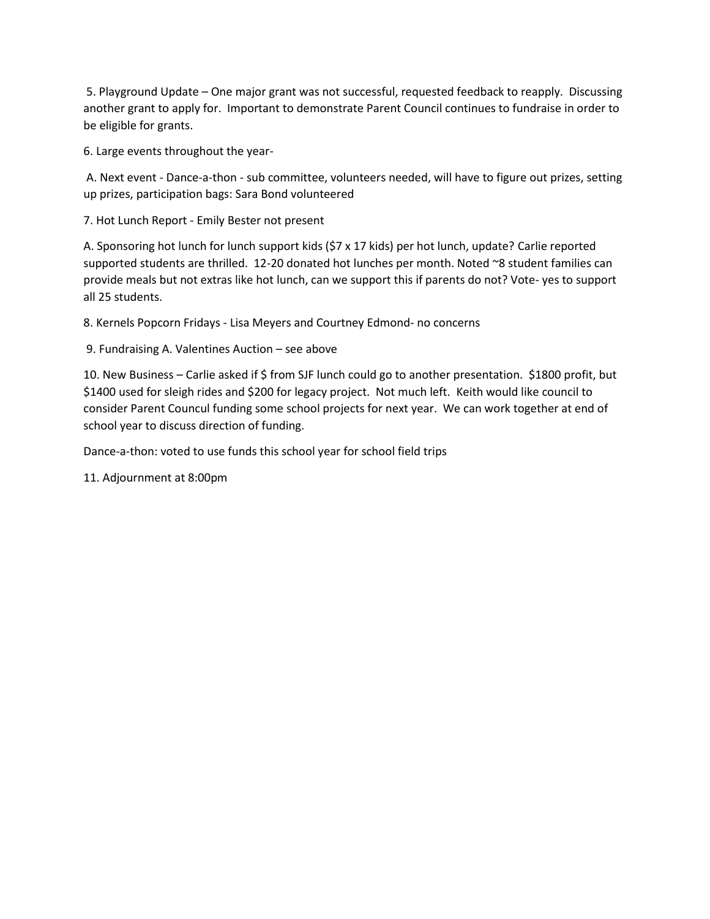5. Playground Update – One major grant was not successful, requested feedback to reapply. Discussing another grant to apply for. Important to demonstrate Parent Council continues to fundraise in order to be eligible for grants.

6. Large events throughout the year-

A. Next event - Dance-a-thon - sub committee, volunteers needed, will have to figure out prizes, setting up prizes, participation bags: Sara Bond volunteered

7. Hot Lunch Report - Emily Bester not present

A. Sponsoring hot lunch for lunch support kids ($7 x 17 kids) per hot lunch, update? Carlie reported supported students are thrilled. 12-20 donated hot lunches per month. Noted ~8 student families can provide meals but not extras like hot lunch, can we support this if parents do not? Vote- yes to support all 25 students.

8. Kernels Popcorn Fridays - Lisa Meyers and Courtney Edmond- no concerns

9. Fundraising A. Valentines Auction – see above

10. New Business – Carlie asked if $ from SJF lunch could go to another presentation. $1800 profit, but $1400 used for sleigh rides and $200 for legacy project. Not much left. Keith would like council to consider Parent Councul funding some school projects for next year. We can work together at end of school year to discuss direction of funding.

Dance-a-thon: voted to use funds this school year for school field trips

11. Adjournment at 8:00pm